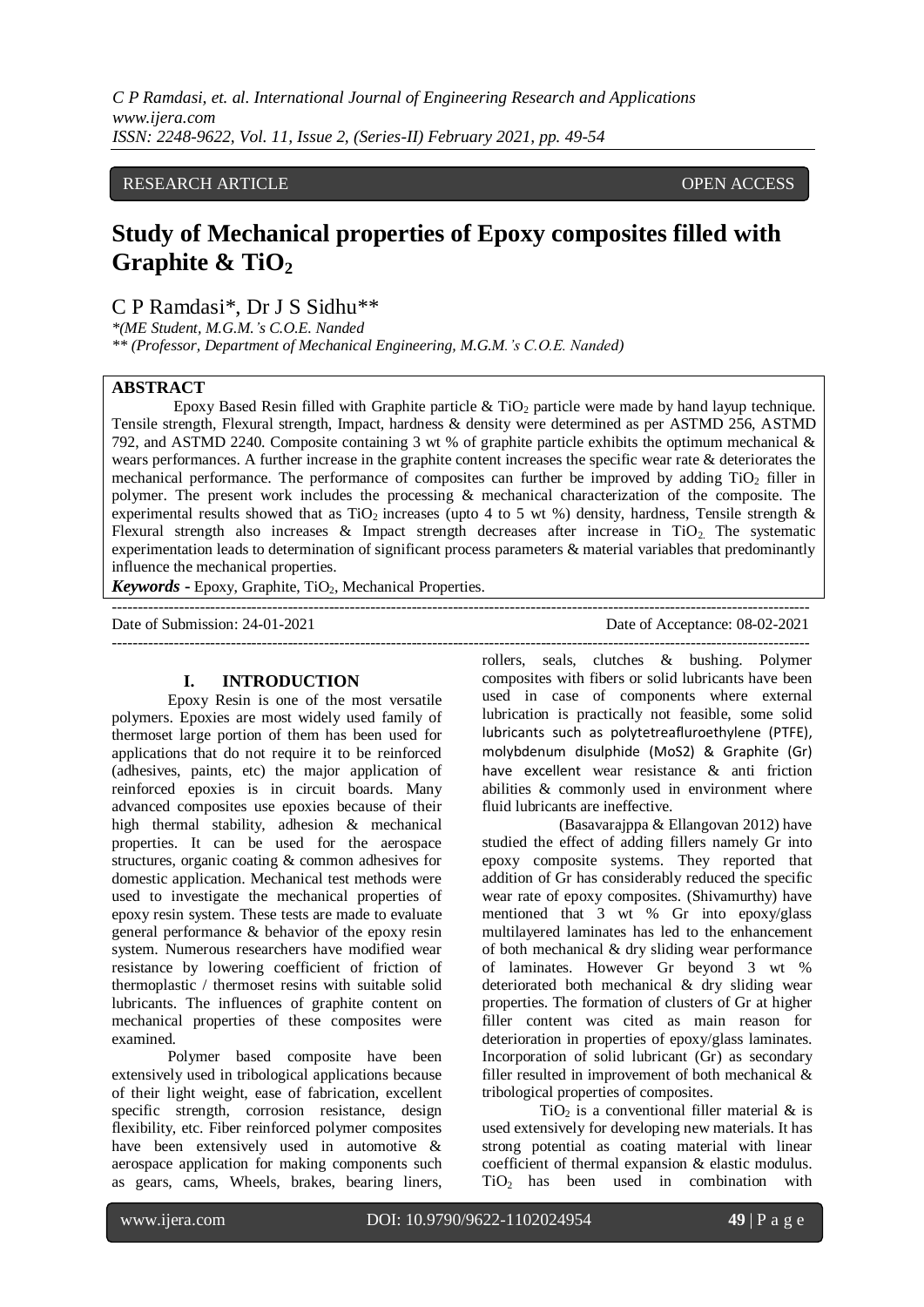RESEARCH ARTICLE OPEN ACCESS

# Study of Mechanical properties of Epoxy composites filled with Graphite & $TiO_2$

C P Ramdasi*, Dr J S Sidhu**

*(ME Student, M.G.M.'s C.O.E. Nanded

** (Professor, Department of Mechanical Engineering, M.G.M.'s C.O.E. Nanded)

## ABSTRACT

Epoxy Based Resin filled with Graphite particle & $TiO_2$ particle were made by hand layup technique. Tensile strength, Flexural strength, Impact, hardness & density were determined as per ASTMD 256, ASTMD 792, and ASTMD 2240. Composite containing 3 wt % of graphite particle exhibits the optimum mechanical & wears performances. A further increase in the graphite content increases the specific wear rate & deteriorates the mechanical performance. The performance of composites can further be improved by adding $TiO_2$ filler in polymer. The present work includes the processing & mechanical characterization of the composite. The experimental results showed that as $TiO_2$ increases (upto 4 to 5 wt %) density, hardness, Tensile strength & Flexural strength also increases & Impact strength decreases after increase in $TiO_2$. The systematic experimentation leads to determination of significant process parameters & material variables that predominantly influence the mechanical properties.

***Keywords*** **-** Epoxy, Graphite, $TiO_2$, Mechanical Properties.

Date of Submission: 24-01-2021 Date of Acceptance: 08-02-2021

## I. INTRODUCTION

Epoxy Resin is one of the most versatile polymers. Epoxies are most widely used family of thermoset large portion of them has been used for applications that do not require it to be reinforced (adhesives, paints, etc) the major application of reinforced epoxies is in circuit boards. Many advanced composites use epoxies because of their high thermal stability, adhesion & mechanical properties. It can be used for the aerospace structures, organic coating & common adhesives for domestic application. Mechanical test methods were used to investigate the mechanical properties of epoxy resin system. These tests are made to evaluate general performance & behavior of the epoxy resin system. Numerous researchers have modified wear resistance by lowering coefficient of friction of thermoplastic / thermoset resins with suitable solid lubricants. The influences of graphite content on mechanical properties of these composites were examined.

Polymer based composite have been extensively used in tribological applications because of their light weight, ease of fabrication, excellent specific strength, corrosion resistance, design flexibility, etc. Fiber reinforced polymer composites have been extensively used in automotive & aerospace application for making components such as gears, cams, Wheels, brakes, bearing liners, rollers, seals, clutches & bushing. Polymer composites with fibers or solid lubricants have been used in case of components where external lubrication is practically not feasible, some solid lubricants such as polytetreafluroethylene (PTFE), molybdenum disulphide (MoS2) & Graphite (Gr) have excellent wear resistance & anti friction abilities & commonly used in environment where fluid lubricants are ineffective.

(Basavarajppa & Ellangovan 2012) have studied the effect of adding fillers namely Gr into epoxy composite systems. They reported that addition of Gr has considerably reduced the specific wear rate of epoxy composites. (Shivamurthy) have mentioned that 3 wt % Gr into epoxy/glass multilayered laminates has led to the enhancement of both mechanical & dry sliding wear performance of laminates. However Gr beyond 3 wt % deteriorated both mechanical & dry sliding wear properties. The formation of clusters of Gr at higher filler content was cited as main reason for deterioration in properties of epoxy/glass laminates. Incorporation of solid lubricant (Gr) as secondary filler resulted in improvement of both mechanical & tribological properties of composites.

$TiO_2$ is a conventional filler material & is used extensively for developing new materials. It has strong potential as coating material with linear coefficient of thermal expansion & elastic modulus. $TiO_2$ has been used in combination with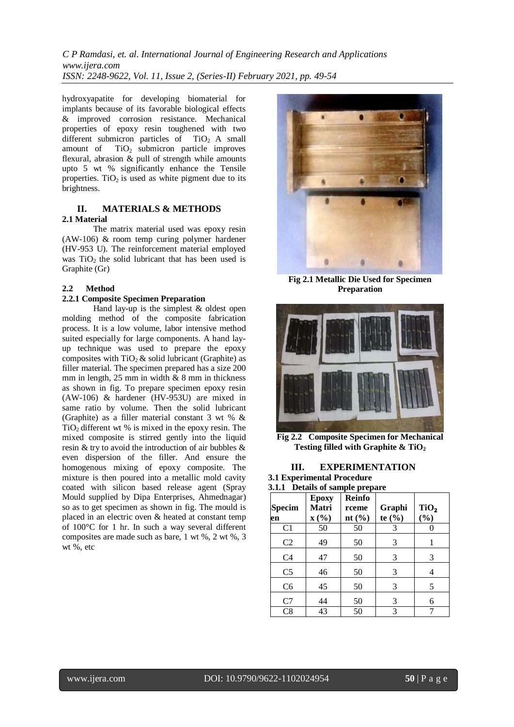hydroxyapatite for developing biomaterial for implants because of its favorable biological effects & improved corrosion resistance. Mechanical properties of epoxy resin toughened with two different submicron particles of $TiO_2$ A small amount of $TiO_2$ submicron particle improves flexural, abrasion & pull of strength while amounts upto 5 wt % significantly enhance the Tensile properties. $TiO_2$ is used as white pigment due to its brightness.

## II. MATERIALS & METHODS

### 2.1 Material

The matrix material used was epoxy resin (AW-106) & room temp curing polymer hardener (HV-953 U). The reinforcement material employed was $TiO_2$ the solid lubricant that has been used is Graphite (Gr)

### 2.2 Method

#### 2.2.1 Composite Specimen Preparation

Hand lay-up is the simplest & oldest open molding method of the composite fabrication process. It is a low volume, labor intensive method suited especially for large components. A hand lay-up technique was used to prepare the epoxy composites with $TiO_2$ & solid lubricant (Graphite) as filler material. The specimen prepared has a size 200 mm in length, 25 mm in width & 8 mm in thickness as shown in fig. To prepare specimen epoxy resin (AW-106) & hardener (HV-953U) are mixed in same ratio by volume. Then the solid lubricant (Graphite) as a filler material constant 3 wt % & $TiO_2$ different wt % is mixed in the epoxy resin. The mixed composite is stirred gently into the liquid resin & try to avoid the introduction of air bubbles & even dispersion of the filler. And ensure the homogenous mixing of epoxy composite. The mixture is then poured into a metallic mold cavity coated with silicon based release agent (Spray Mould supplied by Dipa Enterprises, Ahmednagar) so as to get specimen as shown in fig. The mould is placed in an electric oven & heated at constant temp of 100°C for 1 hr. In such a way several different composites are made such as bare, 1 wt %, 2 wt %, 3 wt %, etc

**Fig 2.1 Metallic Die Used for Specimen Preparation**

**Fig 2.2 Composite Specimen for Mechanical Testing filled with Graphite & $TiO_2$**

## III. EXPERIMENTATION

### 3.1 Experimental Procedure

#### 3.1.1 Details of sample prepare

| Specimen | Epoxy Matrix (%) | Reinforcement (%) | Graphite (%) | $TiO_2$ (%) |
|---|---|---|---|---|
| C1 | 50 | 50 | 3 | 0 |
| C2 | 49 | 50 | 3 | 1 |
| C4 | 47 | 50 | 3 | 3 |
| C5 | 46 | 50 | 3 | 4 |
| C6 | 45 | 50 | 3 | 5 |
| C7 | 44 | 50 | 3 | 6 |
| C8 | 43 | 50 | 3 | 7 |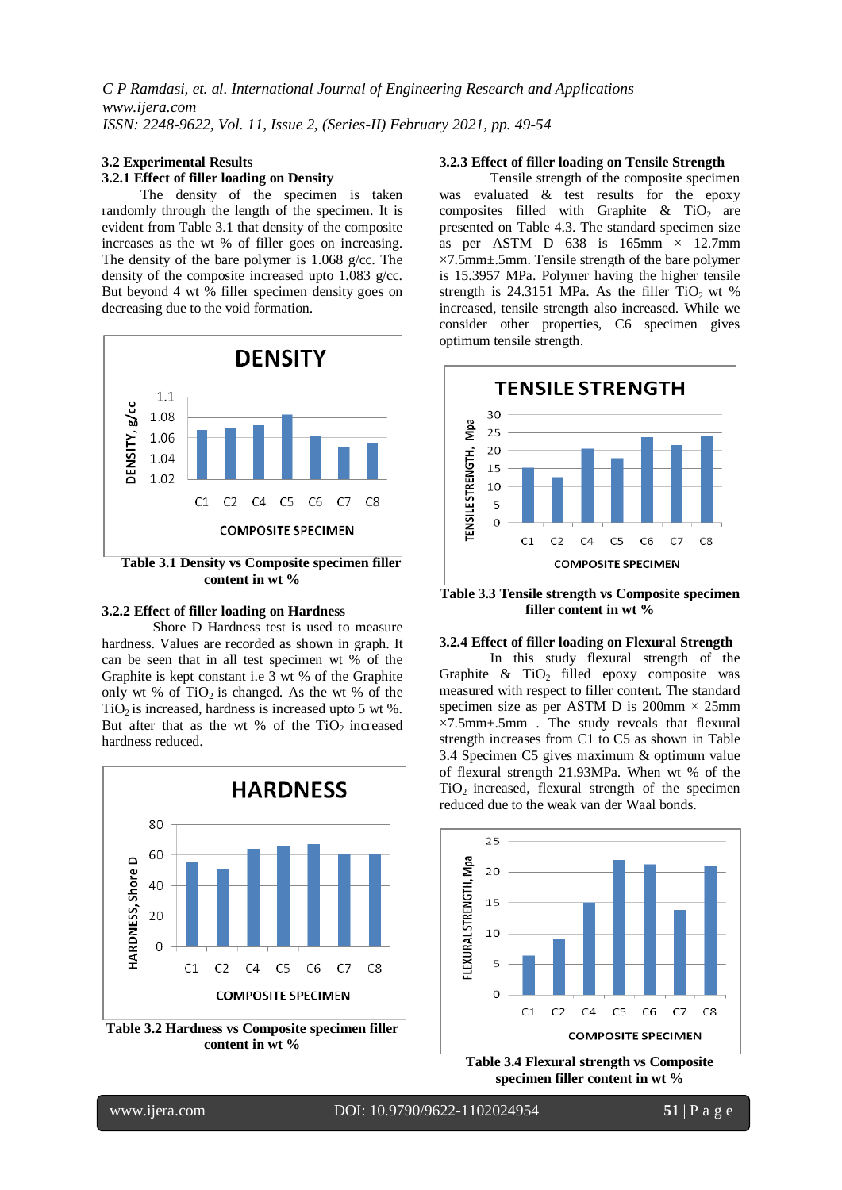### 3.2 Experimental Results

#### 3.2.1 Effect of filler loading on Density

The density of the specimen is taken randomly through the length of the specimen. It is evident from Table 3.1 that density of the composite increases as the wt % of filler goes on increasing. The density of the bare polymer is 1.068 g/cc. The density of the composite increased upto 1.083 g/cc. But beyond 4 wt % filler specimen density goes on decreasing due to the void formation.

**Table 3.1 Density vs Composite specimen filler content in wt %**

#### 3.2.2 Effect of filler loading on Hardness

Shore D Hardness test is used to measure hardness. Values are recorded as shown in graph. It can be seen that in all test specimen wt % of the Graphite is kept constant i.e 3 wt % of the Graphite only wt % of $TiO_2$ is changed. We the wt % of $TiO_2$ is increased, hardness is increased upto 5 wt %. But after that as the wt % of the $TiO_2$ increased hardness reduced.

**Table 3.2 Hardness vs Composite specimen filler content in wt %**

#### 3.2.3 Effect of filler loading on Tensile Strength

Tensile strength of the composite specimen was evaluated & test results for the epoxy composites filled with Graphite & $TiO_2$ are presented on Table 4.3. The standard specimen size as per ASTM D 638 is 165mm × 12.7mm ×7.5mm±.5mm. Tensile strength of the bare polymer is 15.3957 MPa. Polymer having the higher tensile strength is 24.3151 MPa. As the filler $TiO_2$ wt % increased, tensile strength also increased. While we consider other properties, C6 specimen gives optimum tensile strength.

**Table 3.3 Tensile strength vs Composite specimen filler content in wt %**

#### 3.2.4 Effect of filler loading on Flexural Strength

In this study flexural strength of the Graphite & $TiO_2$ filled epoxy composite was measured with respect to filler content. The standard specimen size as per ASTM D is 200mm × 25mm ×7.5mm±.5mm . The study reveals that flexural strength increases from C1 to C5 as shown in Table 3.4 Specimen C5 gives maximum & optimum value of flexural strength 21.93MPa. When wt % of the $TiO_2$ increased, flexural strength of the specimen reduced due to the weak van der Waal bonds.

**Table 3.4 Flexural strength vs Composite specimen filler content in wt %**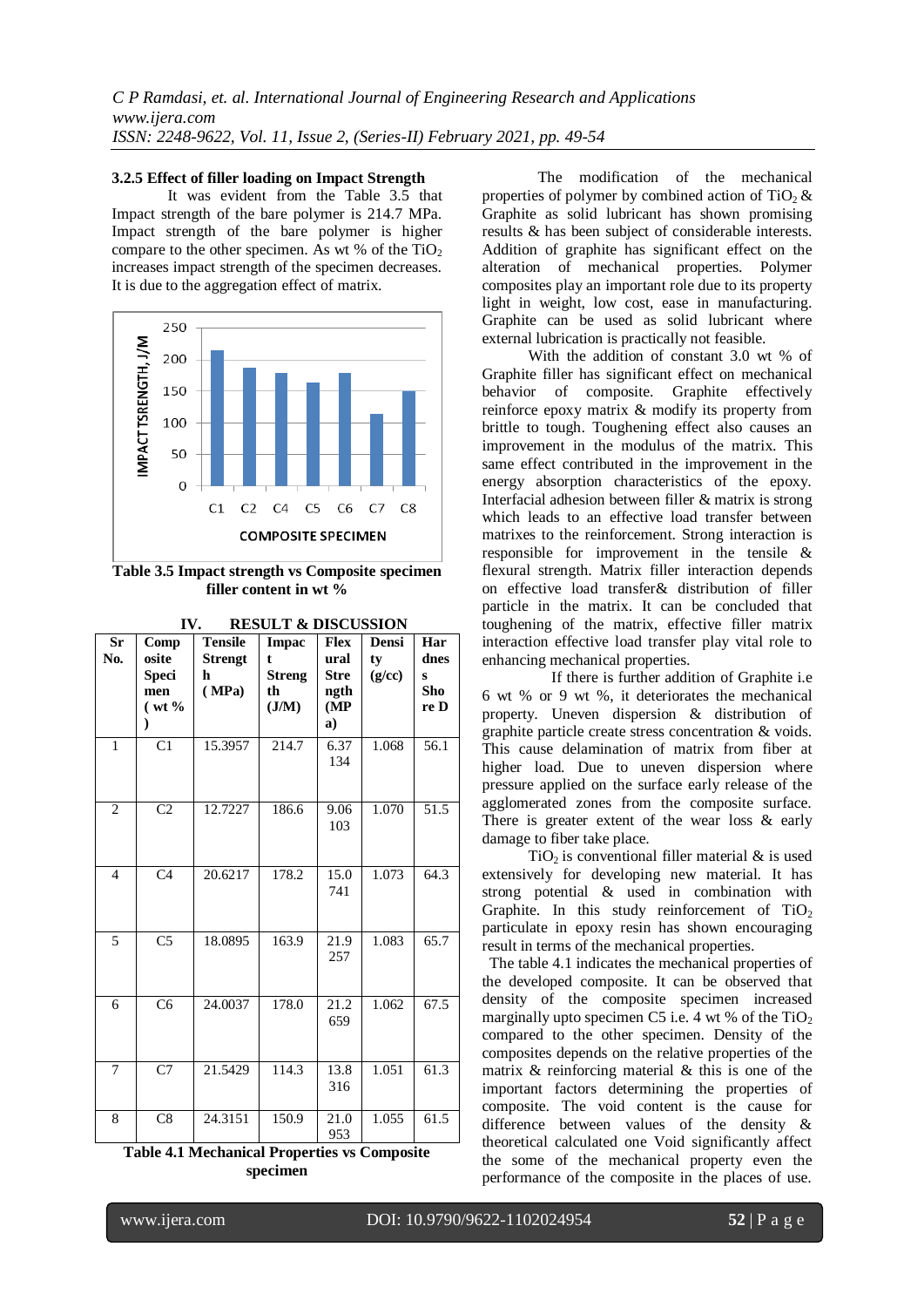#### 3.2.5 Effect of filler loading on Impact Strength

It was evident from the Table 3.5 that Impact strength of the bare polymer is 214.7 MPa. Impact strength of the bare polymer is higher compare to the other specimen. As wt % of the $TiO_2$ increases impact strength of the specimen decreases. It is due to the aggregation effect of matrix.

**Table 3.5 Impact strength vs Composite specimen filler content in wt %**

## IV. RESULT & DISCUSSION

| Sr No. | Composite Specimen ( wt % ) | Tensile Strength ( MPa) | Impact Strength (J/M) | Flexural Strength (MPa) | Density (g/cc) | Hardness Shore D |
|---|---|---|---|---|---|---|
| 1 | C1 | 15.3957 | 214.7 | 6.37134 | 1.068 | 56.1 |
| 2 | C2 | 12.7227 | 186.6 | 9.06103 | 1.070 | 51.5 |
| 4 | C4 | 20.6217 | 178.2 | 15.0741 | 1.073 | 64.3 |
| 5 | C5 | 18.0895 | 163.9 | 21.9257 | 1.083 | 65.7 |
| 6 | C6 | 24.0037 | 178.0 | 21.2659 | 1.062 | 67.5 |
| 7 | C7 | 21.5429 | 114.3 | 13.8316 | 1.051 | 61.3 |
| 8 | C8 | 24.3151 | 150.9 | 21.0953 | 1.055 | 61.5 |

**Table 4.1 Mechanical Properties vs Composite specimen**

The modification of the mechanical properties of polymer by combined action of $TiO_2$ & Graphite as solid lubricant has shown promising results & has been subject of considerable interests. Addition of graphite has significant effect on the alteration of mechanical properties. Polymer composites play an important role due to its property light in weight, low cost, ease in manufacturing. Graphite can be used as solid lubricant where external lubrication is practically not feasible.

With the addition of constant 3.0 wt % of Graphite filler has significant effect on mechanical behavior of composite. Graphite effectively reinforce epoxy matrix & modify its property from brittle to tough. Toughening effect also causes an improvement in the modulus of the matrix. This same effect contributed in the improvement in the energy absorption characteristics of the epoxy. Interfacial adhesion between filler & matrix is strong which leads to an effective load transfer between matrixes to the reinforcement. Strong interaction is responsible for improvement in the tensile & flexural strength. Matrix filler interaction depends on effective load transfer& distribution of filler particle in the matrix. It can be concluded that toughening of the matrix, effective filler matrix interaction effective load transfer play vital role to enhancing mechanical properties.

If there is further addition of Graphite i.e 6 wt % or 9 wt %, it deteriorates the mechanical property. Uneven dispersion & distribution of graphite particle create stress concentration & voids. This cause delamination of matrix from fiber at higher load. Due to uneven dispersion where pressure applied on the surface early release of the agglomerated zones from the composite surface. There is greater extent of the wear loss & early damage to fiber take place.

$TiO_2$ is conventional filler material & is used extensively for developing new material. It has strong potential & used in combination with Graphite. In this study reinforcement of $TiO_2$ particulate in epoxy resin has shown encouraging result in terms of the mechanical properties.

The table 4.1 indicates the mechanical properties of the developed composite. It can be observed that density of the composite specimen increased marginally upto specimen C5 i.e. 4 wt % of the $TiO_2$ compared to the other specimen. Density of the composites depends on the relative properties of the matrix & reinforcing material & this is one of the important factors determining the properties of composite. The void content is the cause for difference between values of the density & theoretical calculated one Void significantly affect the some of the mechanical property even the performance of the composite in the places of use.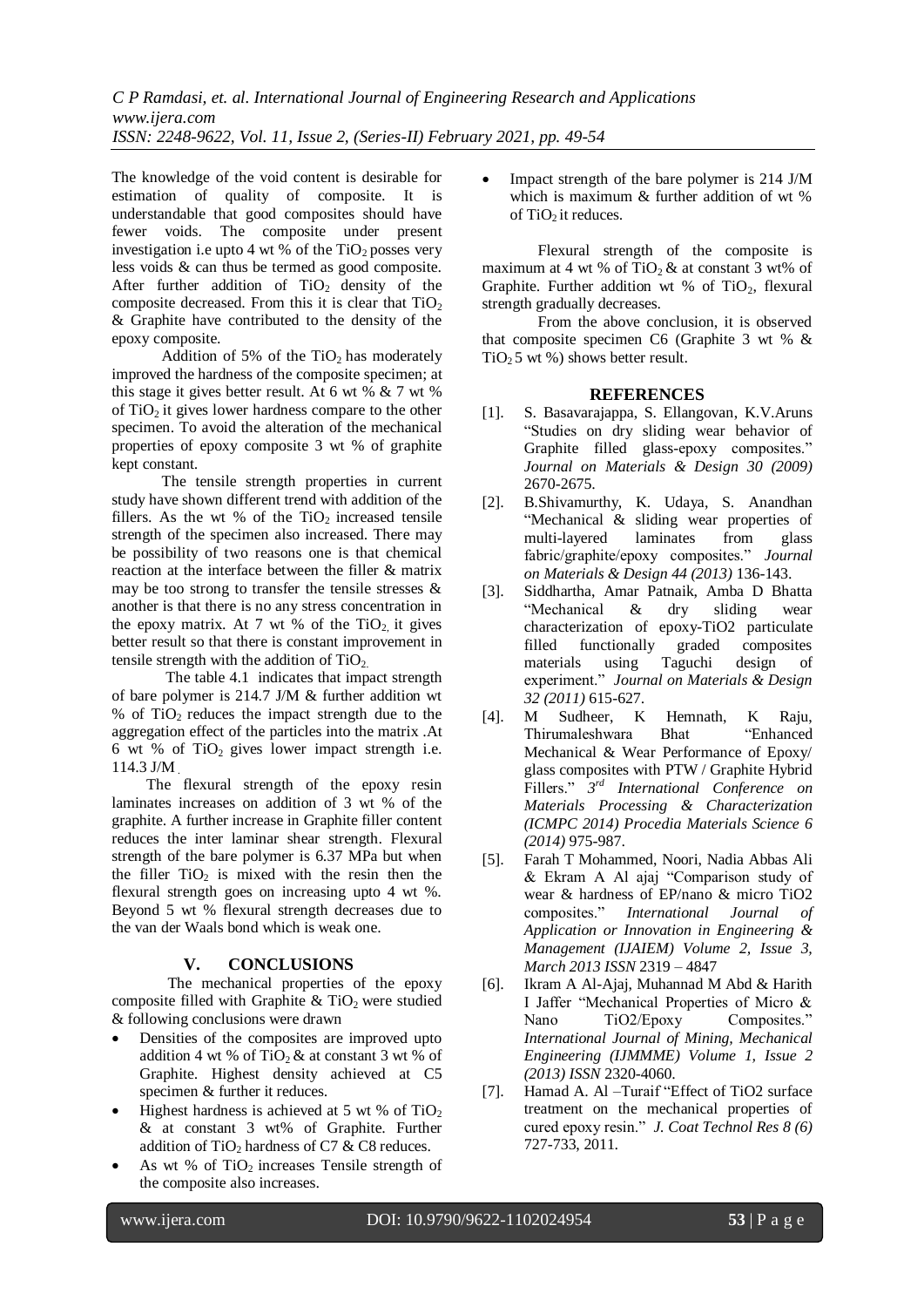The knowledge of the void content is desirable for estimation of quality of composite. It is understandable that good composites should have fewer voids. The composite under present investigation i.e upto 4 wt % of the $TiO_2$ posses very less voids & can thus be termed as good composite. After further addition of $TiO_2$ density of the composite decreased. From this it is clear that $TiO_2$ & Graphite have contributed to the density of the epoxy composite.

Addition of 5% of the $TiO_2$ has moderately improved the hardness of the composite specimen; at this stage it gives better result. At 6 wt % & 7 wt % of $TiO_2$ it gives lower hardness compare to the other specimen. To avoid the alteration of the mechanical properties of epoxy composite 3 wt % of graphite kept constant.

The tensile strength properties in current study have shown different trend with addition of the fillers. As the wt % of the $TiO_2$ increased tensile strength of the specimen also increased. There may be possibility of two reasons one is that chemical reaction at the interface between the filler & matrix may be too strong to transfer the tensile stresses & another is that there is no any stress concentration in the epoxy matrix. At 7 wt % of the $TiO_2$, it gives better result so that there is constant improvement in tensile strength with the addition of $TiO_2$.

The table 4.1 indicates that impact strength of bare polymer is 214.7 J/M & further addition wt % of $TiO_2$ reduces the impact strength due to the aggregation effect of the particles into the matrix .At 6 wt % of $TiO_2$ gives lower impact strength i.e. 114.3 J/M .

The flexural strength of the epoxy resin laminates increases on addition of 3 wt % of the graphite. A further increase in Graphite filler content reduces the inter laminar shear strength. Flexural strength of the bare polymer is 6.37 MPa but when the filler $TiO_2$ is mixed with the resin then the flexural strength goes on increasing upto 4 wt %. Beyond 5 wt % flexural strength decreases due to the van der Waals bond which is weak one.

## V. CONCLUSIONS

The mechanical properties of the epoxy composite filled with Graphite & $TiO_2$ were studied & following conclusions were drawn

- Densities of the composites are improved upto addition 4 wt % of $TiO_2$ & at constant 3 wt % of Graphite. Highest density achieved at C5 specimen & further it reduces.
- Highest hardness is achieved at 5 wt % of $TiO_2$ & at constant 3 wt% of Graphite. Further addition of $TiO_2$ hardness of C7 & C8 reduces.
- As wt % of $TiO_2$ increases Tensile strength of the composite also increases.
- Impact strength of the bare polymer is 214 J/M which is maximum & further addition of wt % of $TiO_2$ it reduces.

Flexural strength of the composite is maximum at 4 wt % of $TiO_2$ & at constant 3 wt% of Graphite. Further addition wt % of $TiO_2$, flexural strength gradually decreases.

From the above conclusion, it is observed that composite specimen C6 (Graphite 3 wt % & $TiO_2$ 5 wt %) shows better result.

## REFERENCES

[1]. S. Basavarajappa, S. Ellangovan, K.V.Aruns "Studies on dry sliding wear behavior of Graphite filled glass-epoxy composites." *Journal on Materials & Design 30 (2009)* 2670-2675.

[2]. B.Shivamurthy, K. Udaya, S. Anandhan "Mechanical & sliding wear properties of multi-layered laminates from glass fabric/graphite/epoxy composites." *Journal on Materials & Design 44 (2013)* 136-143.

[3]. Siddhartha, Amar Patnaik, Amba D Bhatta "Mechanical & dry sliding wear characterization of epoxy-TiO2 particulate filled functionally graded composites materials using Taguchi design of experiment." *Journal on Materials & Design 32 (2011)* 615-627.

[4]. M Sudheer, K Hemnath, K Raju, Thirumaleshwara Bhat "Enhanced Mechanical & Wear Performance of Epoxy/ glass composites with PTW / Graphite Hybrid Fillers." *3rd International Conference on Materials Processing & Characterization (ICMPC 2014) Procedia Materials Science 6 (2014)* 975-987.

[5]. Farah T Mohammed, Noori, Nadia Abbas Ali & Ekram A Al ajaj "Comparison study of wear & hardness of EP/nano & micro TiO2 composites." *International Journal of Application or Innovation in Engineering & Management (IJAIEM) Volume 2, Issue 3, March 2013 ISSN* 2319 – 4847

[6]. Ikram A Al-Ajaj, Muhannad M Abd & Harith I Jaffer "Mechanical Properties of Micro & Nano TiO2/Epoxy Composites." *International Journal of Mining, Mechanical Engineering (IJMMME) Volume 1, Issue 2 (2013) ISSN* 2320-4060.

[7]. Hamad A. Al –Turaif "Effect of TiO2 surface treatment on the mechanical properties of cured epoxy resin." *J. Coat Technol Res 8 (6)* 727-733, 2011.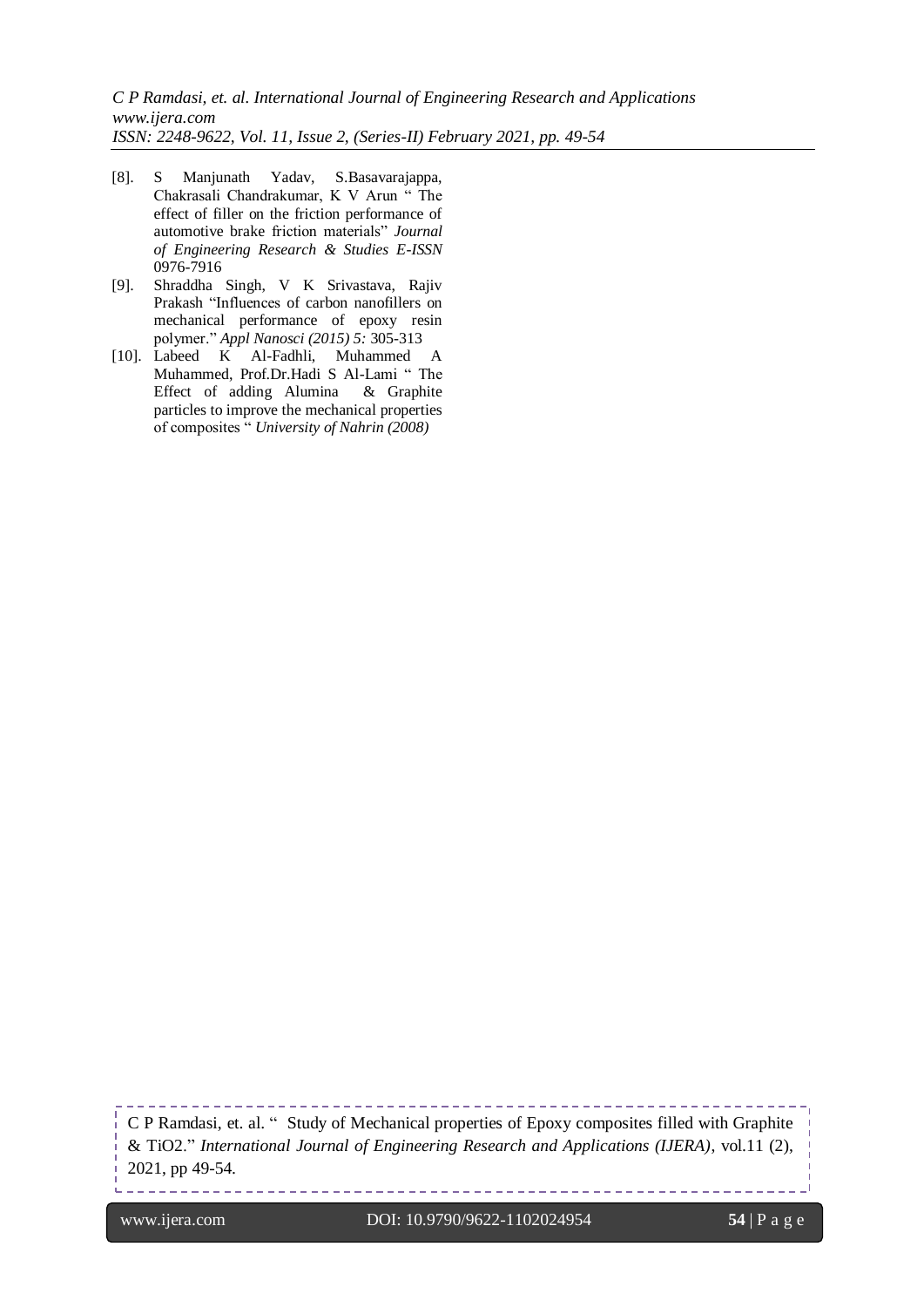[8]. S Manjunath Yadav, S.Basavarajappa, Chakrasali Chandrakumar, K V Arun " The effect of filler on the friction performance of automotive brake friction materials" *Journal of Engineering Research & Studies E-ISSN* 0976-7916

[9]. Shraddha Singh, V K Srivastava, Rajiv Prakash "Influences of carbon nanofillers on mechanical performance of epoxy resin polymer." *Appl Nanosci (2015) 5:* 305-313

[10]. Labeed K Al-Fadhli, Muhammed A Muhammed, Prof.Dr.Hadi S Al-Lami " The Effect of adding Alumina & Graphite particles to improve the mechanical properties of composites " *University of Nahrin (2008)*

C P Ramdasi, et. al. " Study of Mechanical properties of Epoxy composites filled with Graphite & TiO2." *International Journal of Engineering Research and Applications (IJERA)*, vol.11 (2), 2021, pp 49-54.